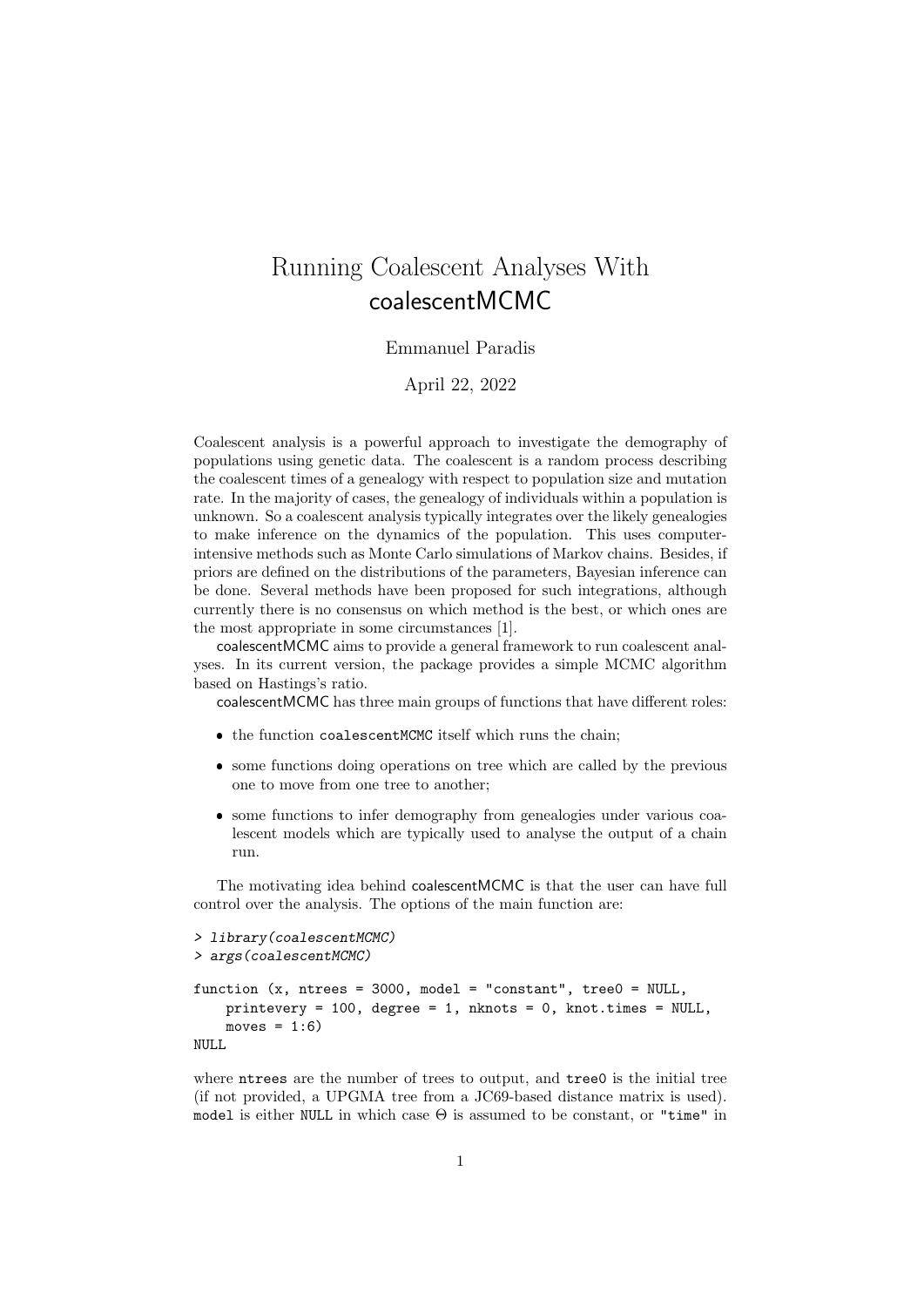# Running Coalescent Analyses With coalescentMCMC

Emmanuel Paradis

April 22, 2022

Coalescent analysis is a powerful approach to investigate the demography of populations using genetic data. The coalescent is a random process describing the coalescent times of a genealogy with respect to population size and mutation rate. In the majority of cases, the genealogy of individuals within a population is unknown. So a coalescent analysis typically integrates over the likely genealogies to make inference on the dynamics of the population. This uses computer-intensive methods such as Monte Carlo simulations of Markov chains. Besides, if priors are defined on the distributions of the parameters, Bayesian inference can be done. Several methods have been proposed for such integrations, although currently there is no consensus on which method is the best, or which ones are the most appropriate in some circumstances [1].

coalescentMCMC aims to provide a general framework to run coalescent analyses. In its current version, the package provides a simple MCMC algorithm based on Hastings's ratio.

coalescentMCMC has three main groups of functions that have different roles:

- the function `coalescentMCMC` itself which runs the chain;
- some functions doing operations on tree which are called by the previous one to move from one tree to another;
- some functions to infer demography from genealogies under various coalescent models which are typically used to analyse the output of a chain run.

The motivating idea behind coalescentMCMC is that the user can have full control over the analysis. The options of the main function are:

```
> library(coalescentMCMC)
> args(coalescentMCMC)

function (x, ntrees = 3000, model = "constant", tree0 = NULL,
    printevery = 100, degree = 1, nknots = 0, knot.times = NULL,
    moves = 1:6)
NULL
```

where `ntrees` are the number of trees to output, and `tree0` is the initial tree (if not provided, a UPGMA tree from a JC69-based distance matrix is used). `model` is either `NULL` in which case $\Theta$ is assumed to be constant, or `"time"` in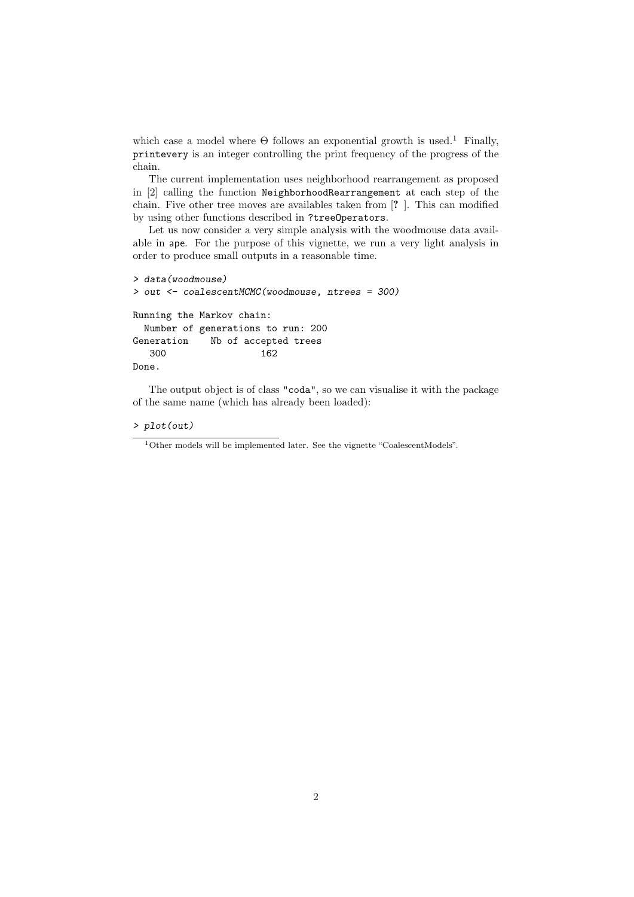which case a model where $\Theta$ follows an exponential growth is used.[1] Finally, `printevery` is an integer controlling the print frequency of the progress of the chain.

The current implementation uses neighborhood rearrangement as proposed in [2] calling the function `NeighborhoodRearrangement` at each step of the chain. Five other tree moves are availables taken from [**?** ]. This can modified by using other functions described in `?treeOperators`.

Let us now consider a very simple analysis with the woodmouse data available in `ape`. For the purpose of this vignette, we run a very light analysis in order to produce small outputs in a reasonable time.

```
> data(woodmouse)
> out <- coalescentMCMC(woodmouse, ntrees = 300)

Running the Markov chain:
  Number of generations to run: 200
Generation    Nb of accepted trees
   300                 162
Done.
```

The output object is of class `"coda"`, so we can visualise it with the package of the same name (which has already been loaded):

```
> plot(out)
```

[1] Other models will be implemented later. See the vignette "CoalescentModels".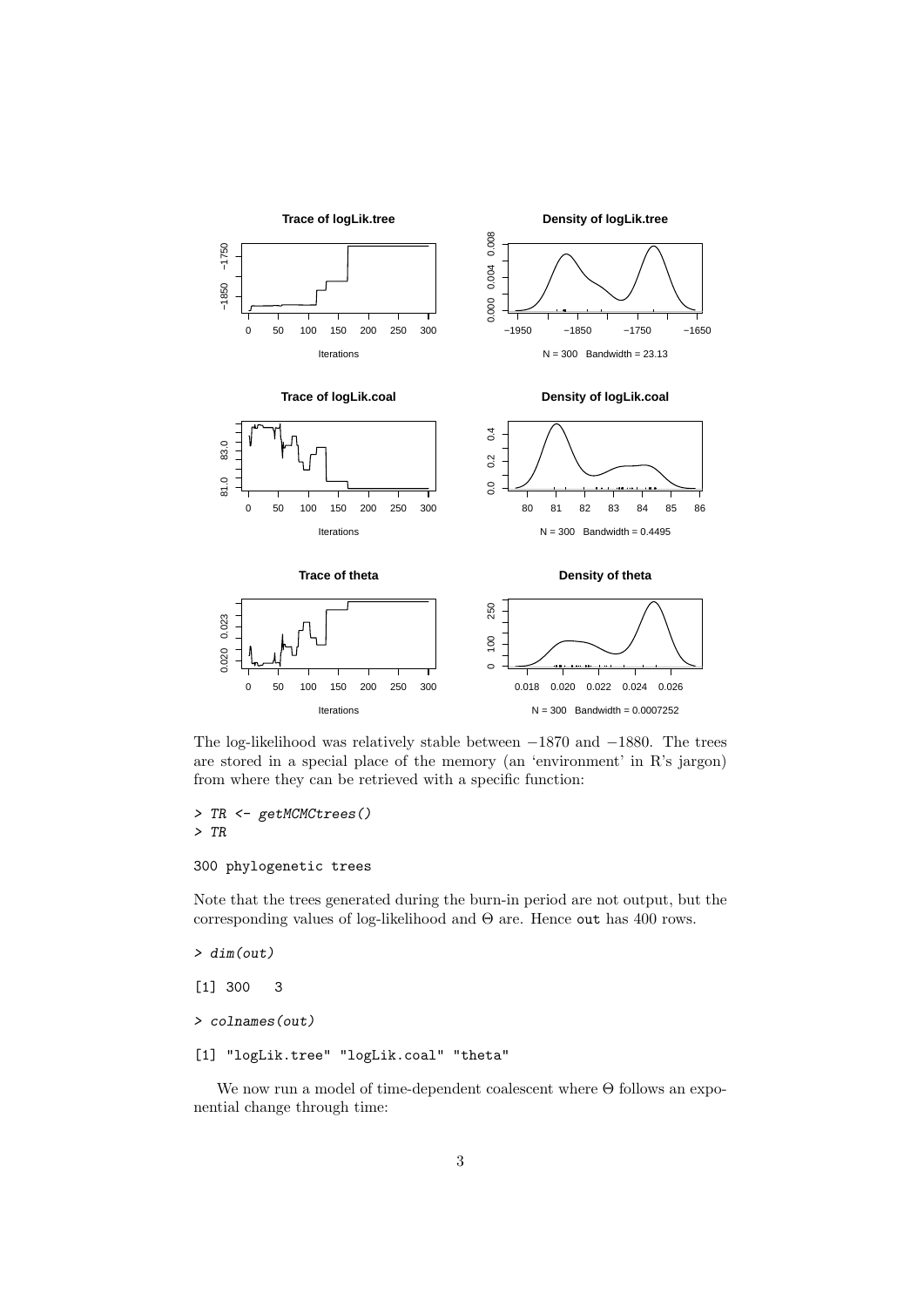The log-likelihood was relatively stable between $-1870$ and $-1880$. The trees are stored in a special place of the memory (an 'environment' in R's jargon) from where they can be retrieved with a specific function:

```
> TR <- getMCMCtrees()
> TR

300 phylogenetic trees
```

Note that the trees generated during the burn-in period are not output, but the corresponding values of log-likelihood and $\Theta$ are. Hence `out` has 400 rows.

```
> dim(out)

[1] 300   3

> colnames(out)

[1] "logLik.tree" "logLik.coal" "theta"
```

We now run a model of time-dependent coalescent where $\Theta$ follows an exponential change through time: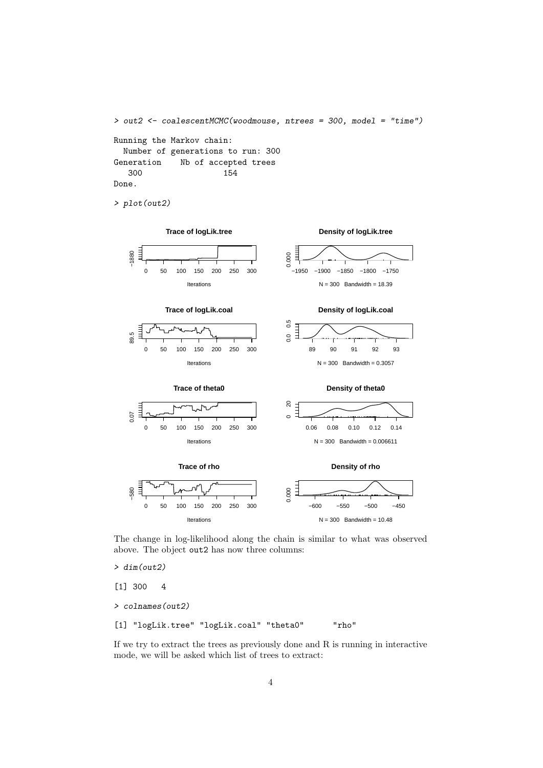```
> out2 <- coalescentMCMC(woodmouse, ntrees = 300, model = "time")

Running the Markov chain:
  Number of generations to run: 300
Generation    Nb of accepted trees
   300                154
Done.

> plot(out2)
```

The change in log-likelihood along the chain is similar to what was observed above. The object `out2` has now three columns:

```
> dim(out2)

[1] 300   4

> colnames(out2)

[1] "logLik.tree" "logLik.coal" "theta0"      "rho"
```

If we try to extract the trees as previously done and R is running in interactive mode, we will be asked which list of trees to extract: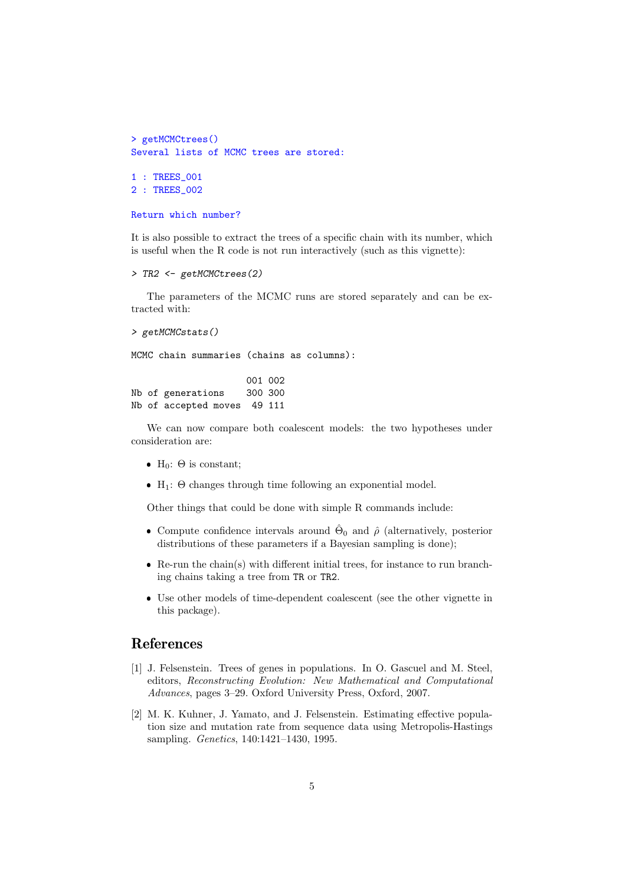```
> getMCMCtrees()
Several lists of MCMC trees are stored:

1 : TREES_001
2 : TREES_002

Return which number?
```

It is also possible to extract the trees of a specific chain with its number, which is useful when the R code is not run interactively (such as this vignette):

```
> TR2 <- getMCMCtrees(2)
```

The parameters of the MCMC runs are stored separately and can be extracted with:

```
> getMCMCstats()

MCMC chain summaries (chains as columns):

                     001 002
Nb of generations    300 300
Nb of accepted moves  49 111
```

We can now compare both coalescent models: the two hypotheses under consideration are:

- $H_0$: $\Theta$ is constant;
- $H_1$: $\Theta$ changes through time following an exponential model.

Other things that could be done with simple R commands include:

- Compute confidence intervals around $\hat{\Theta}_0$ and $\hat{\rho}$ (alternatively, posterior distributions of these parameters if a Bayesian sampling is done);
- Re-run the chain(s) with different initial trees, for instance to run branching chains taking a tree from TR or TR2.
- Use other models of time-dependent coalescent (see the other vignette in this package).

# References

[1] J. Felsenstein. Trees of genes in populations. In O. Gascuel and M. Steel, editors, *Reconstructing Evolution: New Mathematical and Computational Advances*, pages 3–29. Oxford University Press, Oxford, 2007.

[2] M. K. Kuhner, J. Yamato, and J. Felsenstein. Estimating effective population size and mutation rate from sequence data using Metropolis-Hastings sampling. *Genetics*, 140:1421–1430, 1995.